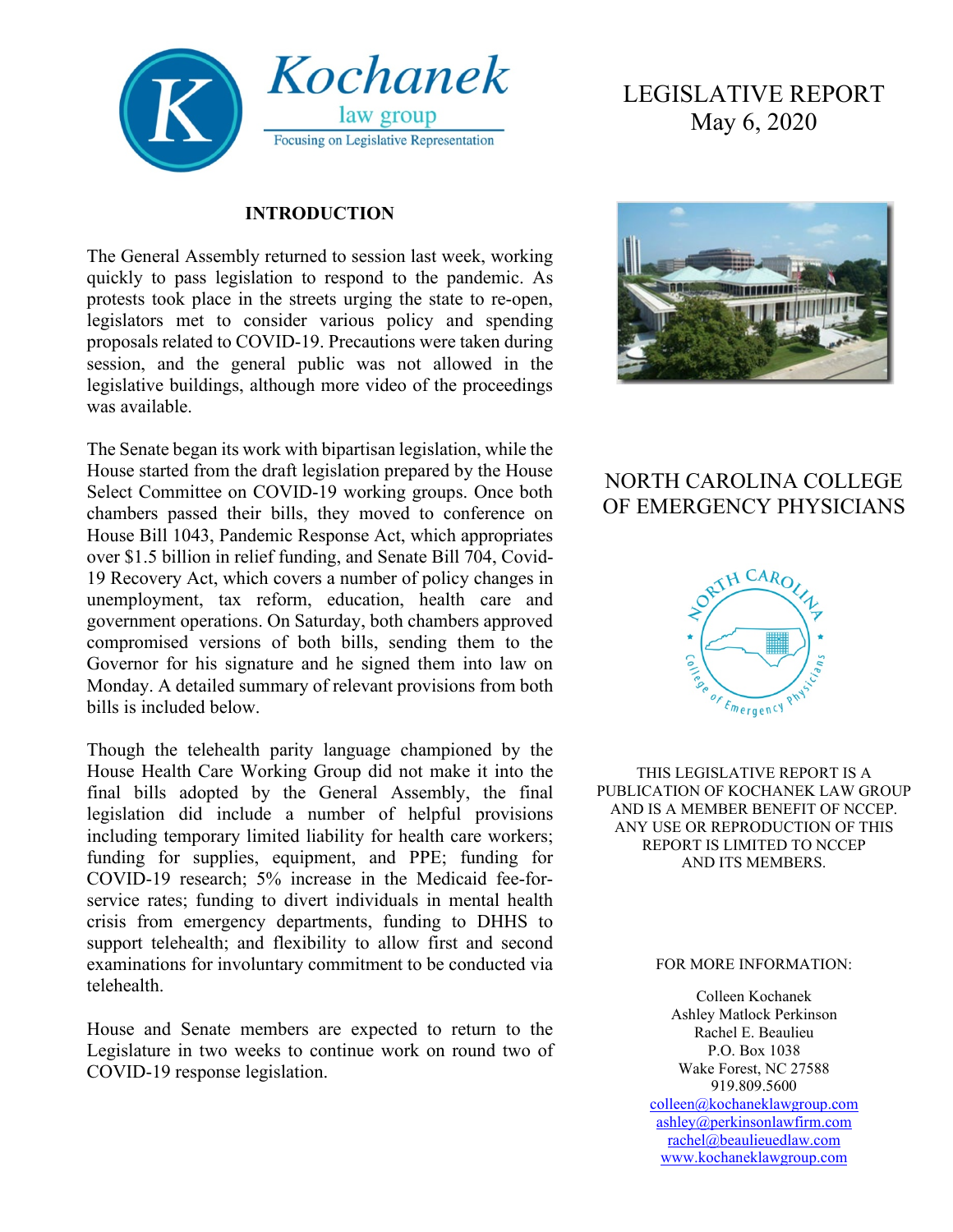Kochanek law group
Focusing on Legislative Representation

# LEGISLATIVE REPORT
May 6, 2020

## INTRODUCTION

The General Assembly returned to session last week, working quickly to pass legislation to respond to the pandemic. As protests took place in the streets urging the state to re-open, legislators met to consider various policy and spending proposals related to COVID-19. Precautions were taken during session, and the general public was not allowed in the legislative buildings, although more video of the proceedings was available.

The Senate began its work with bipartisan legislation, while the House started from the draft legislation prepared by the House Select Committee on COVID-19 working groups. Once both chambers passed their bills, they moved to conference on House Bill 1043, Pandemic Response Act, which appropriates over $1.5 billion in relief funding, and Senate Bill 704, Covid-19 Recovery Act, which covers a number of policy changes in unemployment, tax reform, education, health care and government operations. On Saturday, both chambers approved compromised versions of both bills, sending them to the Governor for his signature and he signed them into law on Monday. A detailed summary of relevant provisions from both bills is included below.

Though the telehealth parity language championed by the House Health Care Working Group did not make it into the final bills adopted by the General Assembly, the final legislation did include a number of helpful provisions including temporary limited liability for health care workers; funding for supplies, equipment, and PPE; funding for COVID-19 research; 5% increase in the Medicaid fee-for-service rates; funding to divert individuals in mental health crisis from emergency departments, funding to DHHS to support telehealth; and flexibility to allow first and second examinations for involuntary commitment to be conducted via telehealth.

House and Senate members are expected to return to the Legislature in two weeks to continue work on round two of COVID-19 response legislation.

## NORTH CAROLINA COLLEGE OF EMERGENCY PHYSICIANS

THIS LEGISLATIVE REPORT IS A PUBLICATION OF KOCHANEK LAW GROUP AND IS A MEMBER BENEFIT OF NCCEP. ANY USE OR REPRODUCTION OF THIS REPORT IS LIMITED TO NCCEP AND ITS MEMBERS.

FOR MORE INFORMATION:

Colleen Kochanek
Ashley Matlock Perkinson
Rachel E. Beaulieu
P.O. Box 1038
Wake Forest, NC 27588
919.809.5600
colleen@kochaneklawgroup.com
ashley@perkinsonlawfirm.com
rachel@beaulieuedlaw.com
www.kochaneklawgroup.com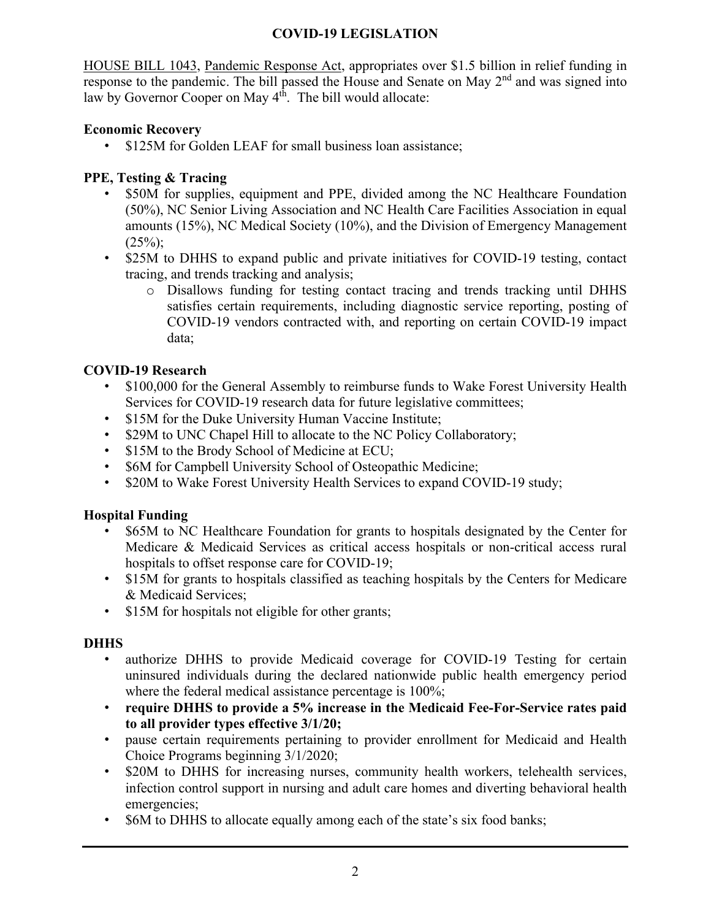# COVID-19 LEGISLATION

HOUSE BILL 1043, Pandemic Response Act, appropriates over $1.5 billion in relief funding in response to the pandemic. The bill passed the House and Senate on May 2nd and was signed into law by Governor Cooper on May 4th. The bill would allocate:

**Economic Recovery**

- $125M for Golden LEAF for small business loan assistance;

**PPE, Testing & Tracing**

- $50M for supplies, equipment and PPE, divided among the NC Healthcare Foundation (50%), NC Senior Living Association and NC Health Care Facilities Association in equal amounts (15%), NC Medical Society (10%), and the Division of Emergency Management (25%);
- $25M to DHHS to expand public and private initiatives for COVID-19 testing, contact tracing, and trends tracking and analysis;
  - Disallows funding for testing contact tracing and trends tracking until DHHS satisfies certain requirements, including diagnostic service reporting, posting of COVID-19 vendors contracted with, and reporting on certain COVID-19 impact data;

**COVID-19 Research**

- $100,000 for the General Assembly to reimburse funds to Wake Forest University Health Services for COVID-19 research data for future legislative committees;
- $15M for the Duke University Human Vaccine Institute;
- $29M to UNC Chapel Hill to allocate to the NC Policy Collaboratory;
- $15M to the Brody School of Medicine at ECU;
- $6M for Campbell University School of Osteopathic Medicine;
- $20M to Wake Forest University Health Services to expand COVID-19 study;

**Hospital Funding**

- $65M to NC Healthcare Foundation for grants to hospitals designated by the Center for Medicare & Medicaid Services as critical access hospitals or non-critical access rural hospitals to offset response care for COVID-19;
- $15M for grants to hospitals classified as teaching hospitals by the Centers for Medicare & Medicaid Services;
- $15M for hospitals not eligible for other grants;

**DHHS**

- authorize DHHS to provide Medicaid coverage for COVID-19 Testing for certain uninsured individuals during the declared nationwide public health emergency period where the federal medical assistance percentage is 100%;
- **require DHHS to provide a 5% increase in the Medicaid Fee-For-Service rates paid to all provider types effective 3/1/20;**
- pause certain requirements pertaining to provider enrollment for Medicaid and Health Choice Programs beginning 3/1/2020;
- $20M to DHHS for increasing nurses, community health workers, telehealth services, infection control support in nursing and adult care homes and diverting behavioral health emergencies;
- $6M to DHHS to allocate equally among each of the state's six food banks;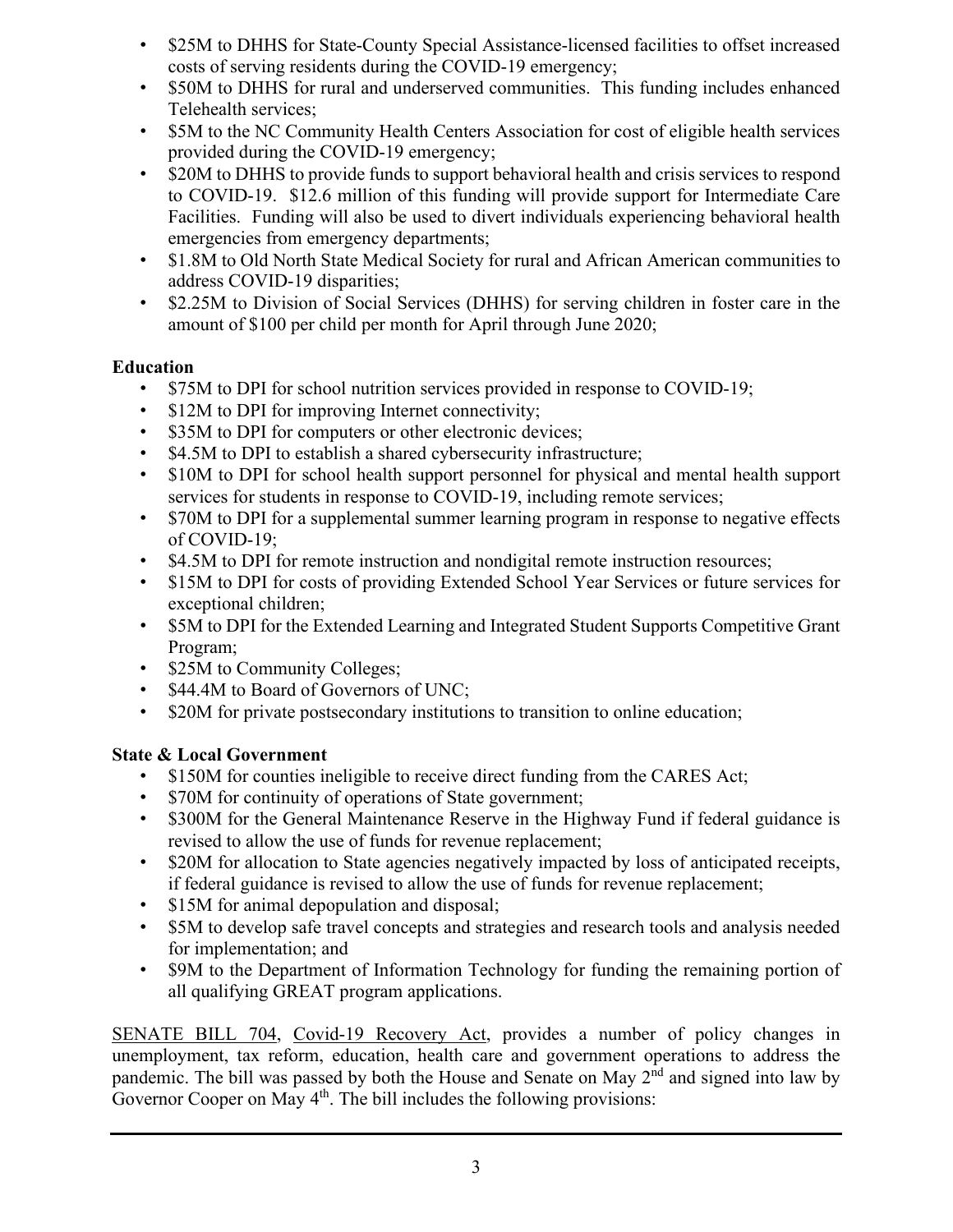- $25M to DHHS for State-County Special Assistance-licensed facilities to offset increased costs of serving residents during the COVID-19 emergency;
- $50M to DHHS for rural and underserved communities. This funding includes enhanced Telehealth services;
- $5M to the NC Community Health Centers Association for cost of eligible health services provided during the COVID-19 emergency;
- $20M to DHHS to provide funds to support behavioral health and crisis services to respond to COVID-19. $12.6 million of this funding will provide support for Intermediate Care Facilities. Funding will also be used to divert individuals experiencing behavioral health emergencies from emergency departments;
- $1.8M to Old North State Medical Society for rural and African American communities to address COVID-19 disparities;
- $2.25M to Division of Social Services (DHHS) for serving children in foster care in the amount of $100 per child per month for April through June 2020;

**Education**

- $75M to DPI for school nutrition services provided in response to COVID-19;
- $12M to DPI for improving Internet connectivity;
- $35M to DPI for computers or other electronic devices;
- $4.5M to DPI to establish a shared cybersecurity infrastructure;
- $10M to DPI for school health support personnel for physical and mental health support services for students in response to COVID-19, including remote services;
- $70M to DPI for a supplemental summer learning program in response to negative effects of COVID-19;
- $4.5M to DPI for remote instruction and nondigital remote instruction resources;
- $15M to DPI for costs of providing Extended School Year Services or future services for exceptional children;
- $5M to DPI for the Extended Learning and Integrated Student Supports Competitive Grant Program;
- $25M to Community Colleges;
- $44.4M to Board of Governors of UNC;
- $20M for private postsecondary institutions to transition to online education;

**State & Local Government**

- $150M for counties ineligible to receive direct funding from the CARES Act;
- $70M for continuity of operations of State government;
- $300M for the General Maintenance Reserve in the Highway Fund if federal guidance is revised to allow the use of funds for revenue replacement;
- $20M for allocation to State agencies negatively impacted by loss of anticipated receipts, if federal guidance is revised to allow the use of funds for revenue replacement;
- $15M for animal depopulation and disposal;
- $5M to develop safe travel concepts and strategies and research tools and analysis needed for implementation; and
- $9M to the Department of Information Technology for funding the remaining portion of all qualifying GREAT program applications.

SENATE BILL 704, Covid-19 Recovery Act, provides a number of policy changes in unemployment, tax reform, education, health care and government operations to address the pandemic. The bill was passed by both the House and Senate on May 2nd and signed into law by Governor Cooper on May 4th. The bill includes the following provisions: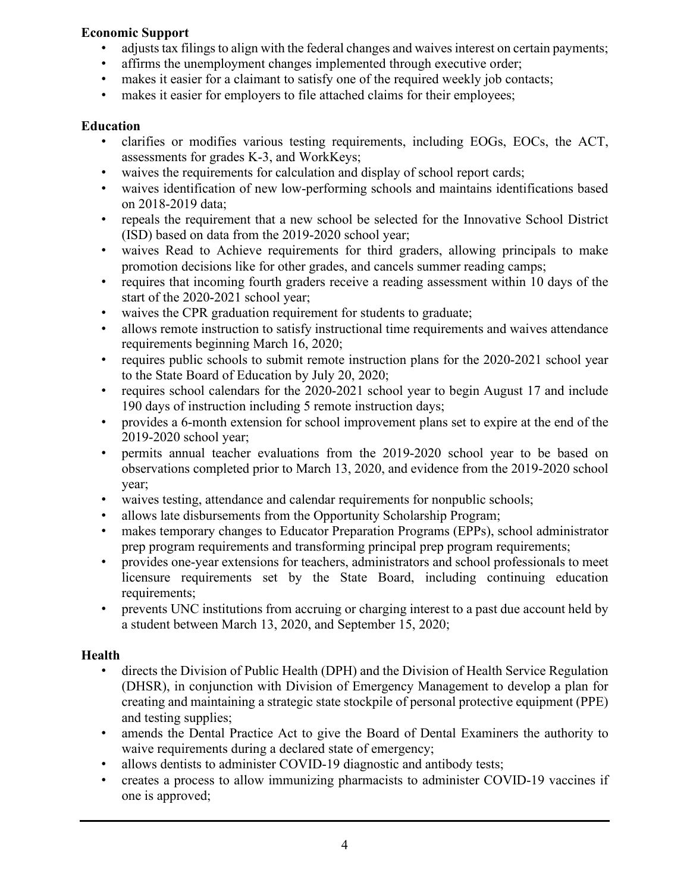**Economic Support**

- adjusts tax filings to align with the federal changes and waives interest on certain payments;
- affirms the unemployment changes implemented through executive order;
- makes it easier for a claimant to satisfy one of the required weekly job contacts;
- makes it easier for employers to file attached claims for their employees;

**Education**

- clarifies or modifies various testing requirements, including EOGs, EOCs, the ACT, assessments for grades K-3, and WorkKeys;
- waives the requirements for calculation and display of school report cards;
- waives identification of new low-performing schools and maintains identifications based on 2018-2019 data;
- repeals the requirement that a new school be selected for the Innovative School District (ISD) based on data from the 2019-2020 school year;
- waives Read to Achieve requirements for third graders, allowing principals to make promotion decisions like for other grades, and cancels summer reading camps;
- requires that incoming fourth graders receive a reading assessment within 10 days of the start of the 2020-2021 school year;
- waives the CPR graduation requirement for students to graduate;
- allows remote instruction to satisfy instructional time requirements and waives attendance requirements beginning March 16, 2020;
- requires public schools to submit remote instruction plans for the 2020-2021 school year to the State Board of Education by July 20, 2020;
- requires school calendars for the 2020-2021 school year to begin August 17 and include 190 days of instruction including 5 remote instruction days;
- provides a 6-month extension for school improvement plans set to expire at the end of the 2019-2020 school year;
- permits annual teacher evaluations from the 2019-2020 school year to be based on observations completed prior to March 13, 2020, and evidence from the 2019-2020 school year;
- waives testing, attendance and calendar requirements for nonpublic schools;
- allows late disbursements from the Opportunity Scholarship Program;
- makes temporary changes to Educator Preparation Programs (EPPs), school administrator prep program requirements and transforming principal prep program requirements;
- provides one-year extensions for teachers, administrators and school professionals to meet licensure requirements set by the State Board, including continuing education requirements;
- prevents UNC institutions from accruing or charging interest to a past due account held by a student between March 13, 2020, and September 15, 2020;

**Health**

- directs the Division of Public Health (DPH) and the Division of Health Service Regulation (DHSR), in conjunction with Division of Emergency Management to develop a plan for creating and maintaining a strategic state stockpile of personal protective equipment (PPE) and testing supplies;
- amends the Dental Practice Act to give the Board of Dental Examiners the authority to waive requirements during a declared state of emergency;
- allows dentists to administer COVID-19 diagnostic and antibody tests;
- creates a process to allow immunizing pharmacists to administer COVID-19 vaccines if one is approved;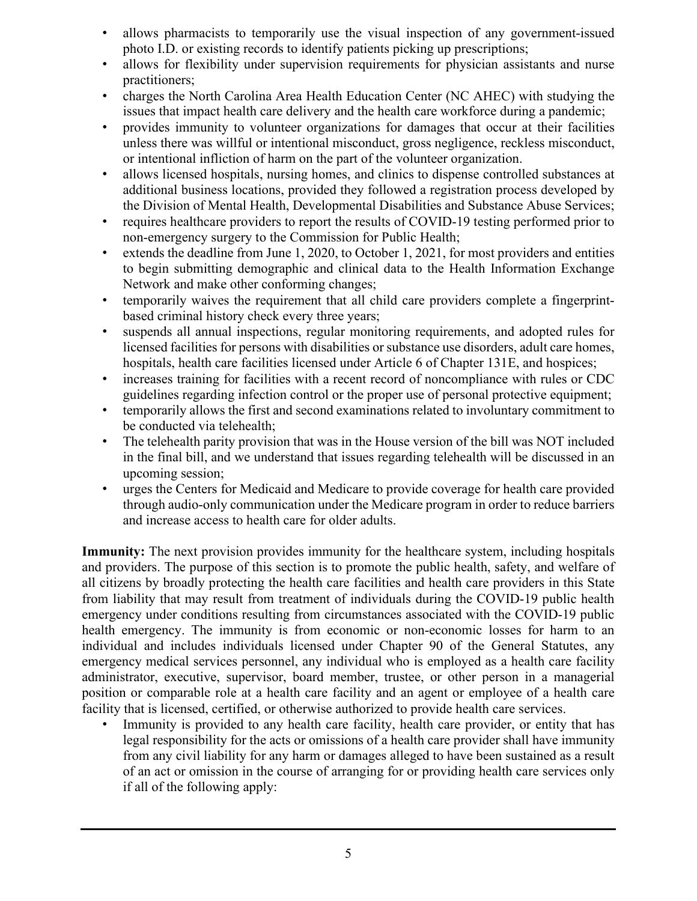- allows pharmacists to temporarily use the visual inspection of any government-issued photo I.D. or existing records to identify patients picking up prescriptions;
- allows for flexibility under supervision requirements for physician assistants and nurse practitioners;
- charges the North Carolina Area Health Education Center (NC AHEC) with studying the issues that impact health care delivery and the health care workforce during a pandemic;
- provides immunity to volunteer organizations for damages that occur at their facilities unless there was willful or intentional misconduct, gross negligence, reckless misconduct, or intentional infliction of harm on the part of the volunteer organization.
- allows licensed hospitals, nursing homes, and clinics to dispense controlled substances at additional business locations, provided they followed a registration process developed by the Division of Mental Health, Developmental Disabilities and Substance Abuse Services;
- requires healthcare providers to report the results of COVID-19 testing performed prior to non-emergency surgery to the Commission for Public Health;
- extends the deadline from June 1, 2020, to October 1, 2021, for most providers and entities to begin submitting demographic and clinical data to the Health Information Exchange Network and make other conforming changes;
- temporarily waives the requirement that all child care providers complete a fingerprint-based criminal history check every three years;
- suspends all annual inspections, regular monitoring requirements, and adopted rules for licensed facilities for persons with disabilities or substance use disorders, adult care homes, hospitals, health care facilities licensed under Article 6 of Chapter 131E, and hospices;
- increases training for facilities with a recent record of noncompliance with rules or CDC guidelines regarding infection control or the proper use of personal protective equipment;
- temporarily allows the first and second examinations related to involuntary commitment to be conducted via telehealth;
- The telehealth parity provision that was in the House version of the bill was NOT included in the final bill, and we understand that issues regarding telehealth will be discussed in an upcoming session;
- urges the Centers for Medicaid and Medicare to provide coverage for health care provided through audio-only communication under the Medicare program in order to reduce barriers and increase access to health care for older adults.

**Immunity:** The next provision provides immunity for the healthcare system, including hospitals and providers. The purpose of this section is to promote the public health, safety, and welfare of all citizens by broadly protecting the health care facilities and health care providers in this State from liability that may result from treatment of individuals during the COVID-19 public health emergency under conditions resulting from circumstances associated with the COVID-19 public health emergency. The immunity is from economic or non-economic losses for harm to an individual and includes individuals licensed under Chapter 90 of the General Statutes, any emergency medical services personnel, any individual who is employed as a health care facility administrator, executive, supervisor, board member, trustee, or other person in a managerial position or comparable role at a health care facility and an agent or employee of a health care facility that is licensed, certified, or otherwise authorized to provide health care services.

- Immunity is provided to any health care facility, health care provider, or entity that has legal responsibility for the acts or omissions of a health care provider shall have immunity from any civil liability for any harm or damages alleged to have been sustained as a result of an act or omission in the course of arranging for or providing health care services only if all of the following apply: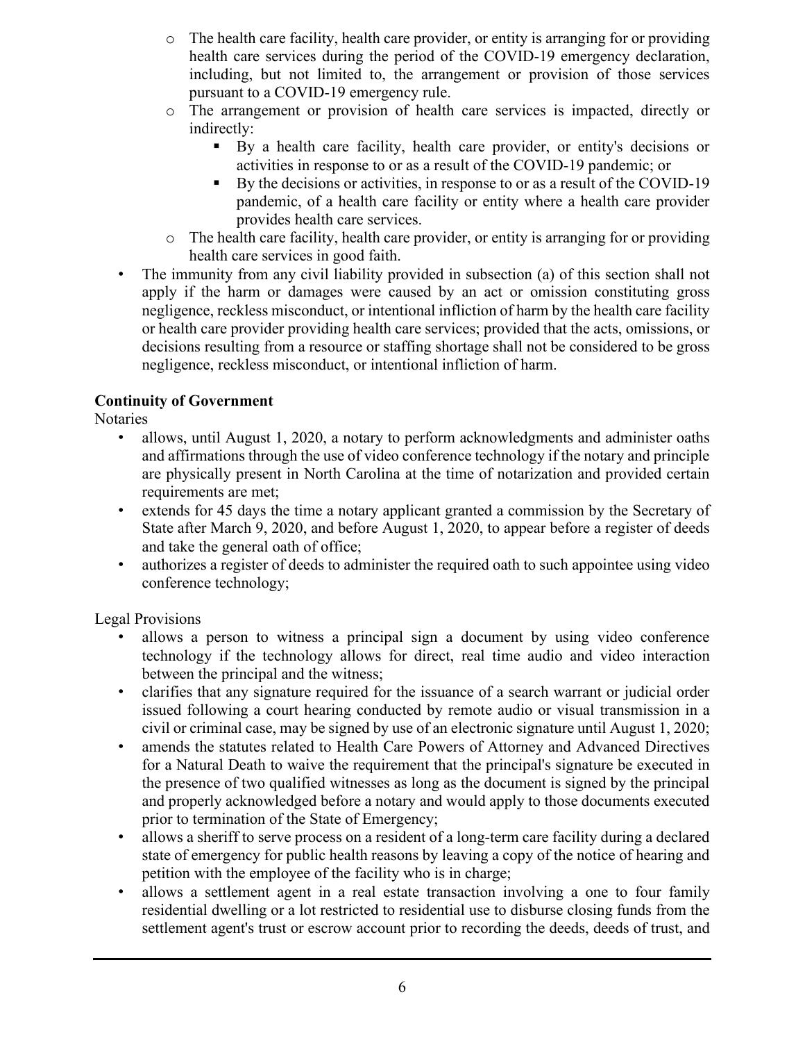- The health care facility, health care provider, or entity is arranging for or providing health care services during the period of the COVID-19 emergency declaration, including, but not limited to, the arrangement or provision of those services pursuant to a COVID-19 emergency rule.
    - The arrangement or provision of health care services is impacted, directly or indirectly:
        - By a health care facility, health care provider, or entity's decisions or activities in response to or as a result of the COVID-19 pandemic; or
        - By the decisions or activities, in response to or as a result of the COVID-19 pandemic, of a health care facility or entity where a health care provider provides health care services.
    - The health care facility, health care provider, or entity is arranging for or providing health care services in good faith.
- The immunity from any civil liability provided in subsection (a) of this section shall not apply if the harm or damages were caused by an act or omission constituting gross negligence, reckless misconduct, or intentional infliction of harm by the health care facility or health care provider providing health care services; provided that the acts, omissions, or decisions resulting from a resource or staffing shortage shall not be considered to be gross negligence, reckless misconduct, or intentional infliction of harm.

**Continuity of Government**

Notaries

- allows, until August 1, 2020, a notary to perform acknowledgments and administer oaths and affirmations through the use of video conference technology if the notary and principle are physically present in North Carolina at the time of notarization and provided certain requirements are met;
- extends for 45 days the time a notary applicant granted a commission by the Secretary of State after March 9, 2020, and before August 1, 2020, to appear before a register of deeds and take the general oath of office;
- authorizes a register of deeds to administer the required oath to such appointee using video conference technology;

Legal Provisions

- allows a person to witness a principal sign a document by using video conference technology if the technology allows for direct, real time audio and video interaction between the principal and the witness;
- clarifies that any signature required for the issuance of a search warrant or judicial order issued following a court hearing conducted by remote audio or visual transmission in a civil or criminal case, may be signed by use of an electronic signature until August 1, 2020;
- amends the statutes related to Health Care Powers of Attorney and Advanced Directives for a Natural Death to waive the requirement that the principal's signature be executed in the presence of two qualified witnesses as long as the document is signed by the principal and properly acknowledged before a notary and would apply to those documents executed prior to termination of the State of Emergency;
- allows a sheriff to serve process on a resident of a long-term care facility during a declared state of emergency for public health reasons by leaving a copy of the notice of hearing and petition with the employee of the facility who is in charge;
- allows a settlement agent in a real estate transaction involving a one to four family residential dwelling or a lot restricted to residential use to disburse closing funds from the settlement agent's trust or escrow account prior to recording the deeds, deeds of trust, and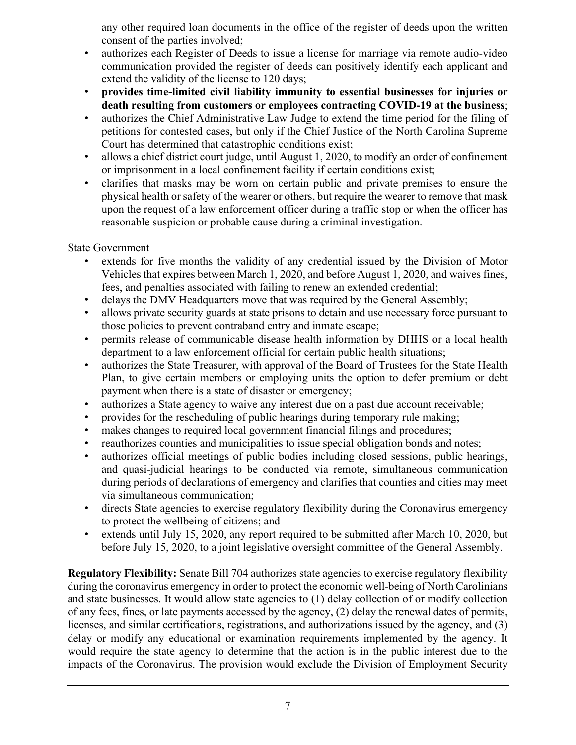any other required loan documents in the office of the register of deeds upon the written consent of the parties involved;

- authorizes each Register of Deeds to issue a license for marriage via remote audio-video communication provided the register of deeds can positively identify each applicant and extend the validity of the license to 120 days;
- **provides time-limited civil liability immunity to essential businesses for injuries or death resulting from customers or employees contracting COVID-19 at the business**;
- authorizes the Chief Administrative Law Judge to extend the time period for the filing of petitions for contested cases, but only if the Chief Justice of the North Carolina Supreme Court has determined that catastrophic conditions exist;
- allows a chief district court judge, until August 1, 2020, to modify an order of confinement or imprisonment in a local confinement facility if certain conditions exist;
- clarifies that masks may be worn on certain public and private premises to ensure the physical health or safety of the wearer or others, but require the wearer to remove that mask upon the request of a law enforcement officer during a traffic stop or when the officer has reasonable suspicion or probable cause during a criminal investigation.

State Government

- extends for five months the validity of any credential issued by the Division of Motor Vehicles that expires between March 1, 2020, and before August 1, 2020, and waives fines, fees, and penalties associated with failing to renew an extended credential;
- delays the DMV Headquarters move that was required by the General Assembly;
- allows private security guards at state prisons to detain and use necessary force pursuant to those policies to prevent contraband entry and inmate escape;
- permits release of communicable disease health information by DHHS or a local health department to a law enforcement official for certain public health situations;
- authorizes the State Treasurer, with approval of the Board of Trustees for the State Health Plan, to give certain members or employing units the option to defer premium or debt payment when there is a state of disaster or emergency;
- authorizes a State agency to waive any interest due on a past due account receivable;
- provides for the rescheduling of public hearings during temporary rule making;
- makes changes to required local government financial filings and procedures;
- reauthorizes counties and municipalities to issue special obligation bonds and notes;
- authorizes official meetings of public bodies including closed sessions, public hearings, and quasi-judicial hearings to be conducted via remote, simultaneous communication during periods of declarations of emergency and clarifies that counties and cities may meet via simultaneous communication;
- directs State agencies to exercise regulatory flexibility during the Coronavirus emergency to protect the wellbeing of citizens; and
- extends until July 15, 2020, any report required to be submitted after March 10, 2020, but before July 15, 2020, to a joint legislative oversight committee of the General Assembly.

**Regulatory Flexibility:** Senate Bill 704 authorizes state agencies to exercise regulatory flexibility during the coronavirus emergency in order to protect the economic well-being of North Carolinians and state businesses. It would allow state agencies to (1) delay collection of or modify collection of any fees, fines, or late payments accessed by the agency, (2) delay the renewal dates of permits, licenses, and similar certifications, registrations, and authorizations issued by the agency, and (3) delay or modify any educational or examination requirements implemented by the agency. It would require the state agency to determine that the action is in the public interest due to the impacts of the Coronavirus. The provision would exclude the Division of Employment Security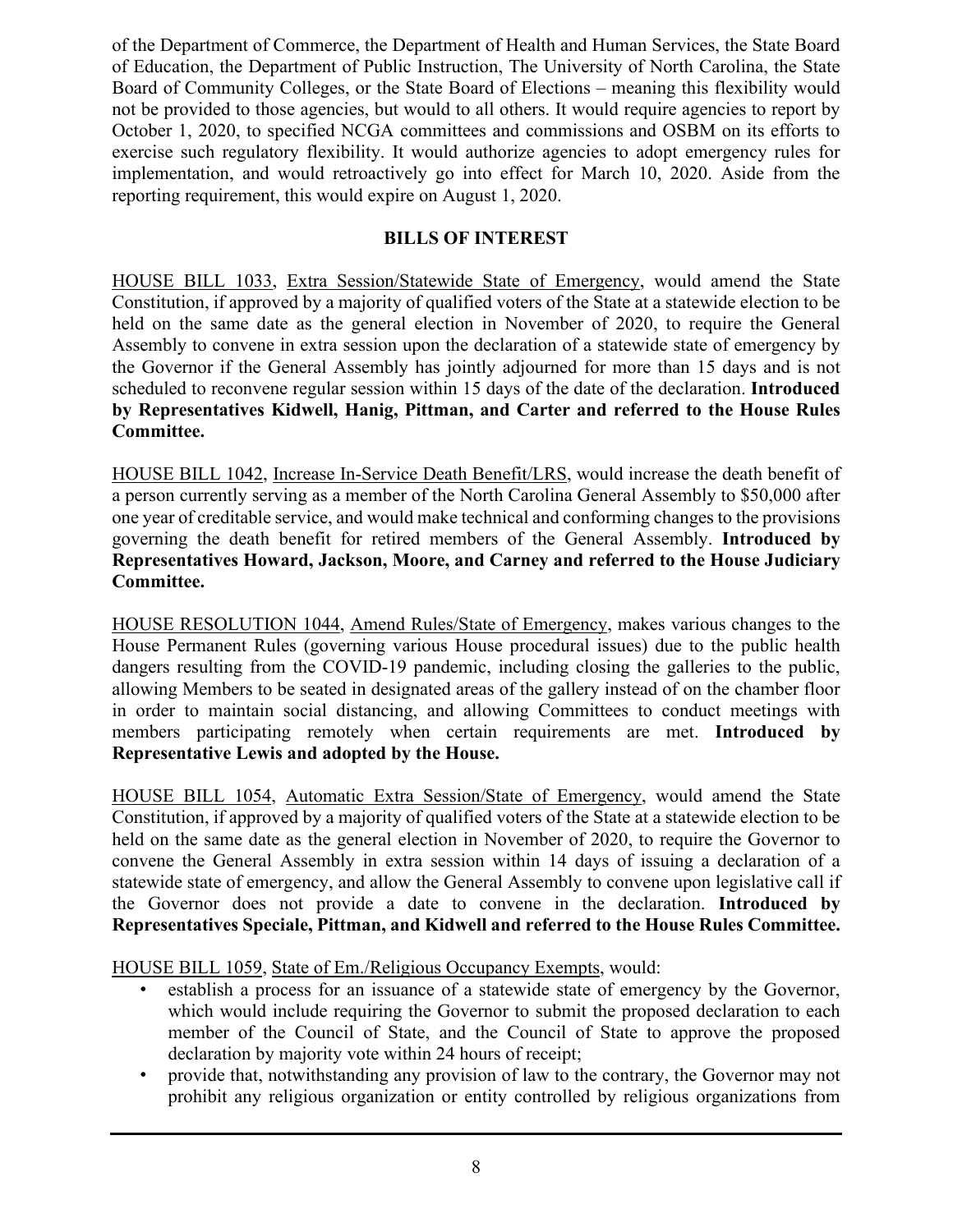of the Department of Commerce, the Department of Health and Human Services, the State Board of Education, the Department of Public Instruction, The University of North Carolina, the State Board of Community Colleges, or the State Board of Elections – meaning this flexibility would not be provided to those agencies, but would to all others. It would require agencies to report by October 1, 2020, to specified NCGA committees and commissions and OSBM on its efforts to exercise such regulatory flexibility. It would authorize agencies to adopt emergency rules for implementation, and would retroactively go into effect for March 10, 2020. Aside from the reporting requirement, this would expire on August 1, 2020.

## BILLS OF INTEREST

HOUSE BILL 1033, Extra Session/Statewide State of Emergency, would amend the State Constitution, if approved by a majority of qualified voters of the State at a statewide election to be held on the same date as the general election in November of 2020, to require the General Assembly to convene in extra session upon the declaration of a statewide state of emergency by the Governor if the General Assembly has jointly adjourned for more than 15 days and is not scheduled to reconvene regular session within 15 days of the date of the declaration. **Introduced by Representatives Kidwell, Hanig, Pittman, and Carter and referred to the House Rules Committee.**

HOUSE BILL 1042, Increase In-Service Death Benefit/LRS, would increase the death benefit of a person currently serving as a member of the North Carolina General Assembly to $50,000 after one year of creditable service, and would make technical and conforming changes to the provisions governing the death benefit for retired members of the General Assembly. **Introduced by Representatives Howard, Jackson, Moore, and Carney and referred to the House Judiciary Committee.**

HOUSE RESOLUTION 1044, Amend Rules/State of Emergency, makes various changes to the House Permanent Rules (governing various House procedural issues) due to the public health dangers resulting from the COVID-19 pandemic, including closing the galleries to the public, allowing Members to be seated in designated areas of the gallery instead of on the chamber floor in order to maintain social distancing, and allowing Committees to conduct meetings with members participating remotely when certain requirements are met. **Introduced by Representative Lewis and adopted by the House.**

HOUSE BILL 1054, Automatic Extra Session/State of Emergency, would amend the State Constitution, if approved by a majority of qualified voters of the State at a statewide election to be held on the same date as the general election in November of 2020, to require the Governor to convene the General Assembly in extra session within 14 days of issuing a declaration of a statewide state of emergency, and allow the General Assembly to convene upon legislative call if the Governor does not provide a date to convene in the declaration. **Introduced by Representatives Speciale, Pittman, and Kidwell and referred to the House Rules Committee.**

HOUSE BILL 1059, State of Em./Religious Occupancy Exempts, would:

- establish a process for an issuance of a statewide state of emergency by the Governor, which would include requiring the Governor to submit the proposed declaration to each member of the Council of State, and the Council of State to approve the proposed declaration by majority vote within 24 hours of receipt;
- provide that, notwithstanding any provision of law to the contrary, the Governor may not prohibit any religious organization or entity controlled by religious organizations from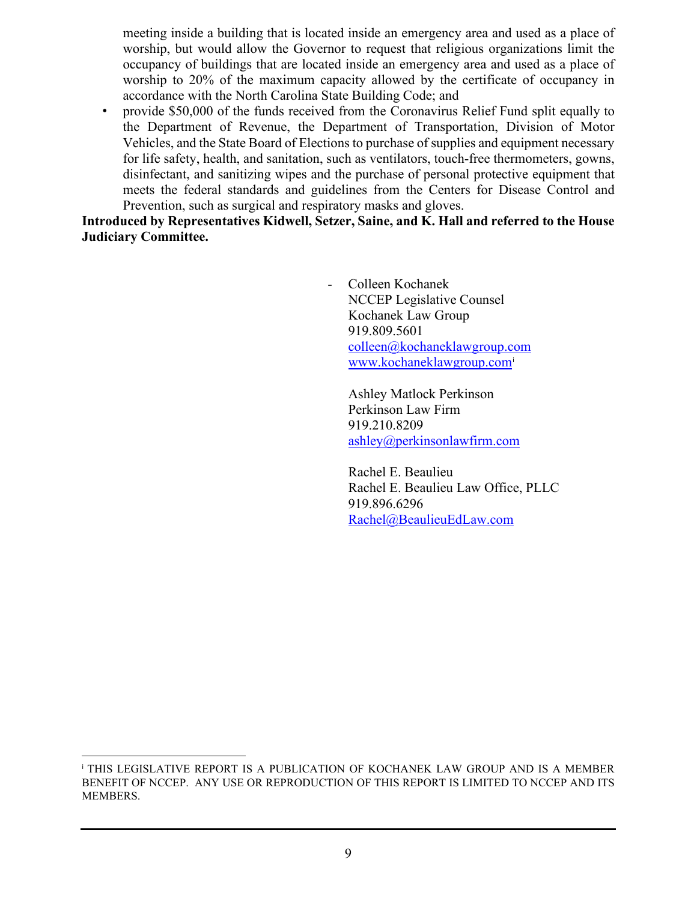meeting inside a building that is located inside an emergency area and used as a place of worship, but would allow the Governor to request that religious organizations limit the occupancy of buildings that are located inside an emergency area and used as a place of worship to 20% of the maximum capacity allowed by the certificate of occupancy in accordance with the North Carolina State Building Code; and

- provide $50,000 of the funds received from the Coronavirus Relief Fund split equally to the Department of Revenue, the Department of Transportation, Division of Motor Vehicles, and the State Board of Elections to purchase of supplies and equipment necessary for life safety, health, and sanitation, such as ventilators, touch-free thermometers, gowns, disinfectant, and sanitizing wipes and the purchase of personal protective equipment that meets the federal standards and guidelines from the Centers for Disease Control and Prevention, such as surgical and respiratory masks and gloves.

**Introduced by Representatives Kidwell, Setzer, Saine, and K. Hall and referred to the House Judiciary Committee.**

\- Colleen Kochanek
NCCEP Legislative Counsel
Kochanek Law Group
919.809.5601
colleen@kochaneklawgroup.com
www.kochaneklawgroup.com[i]

Ashley Matlock Perkinson
Perkinson Law Firm
919.210.8209
ashley@perkinsonlawfirm.com

Rachel E. Beaulieu
Rachel E. Beaulieu Law Office, PLLC
919.896.6296
Rachel@BeaulieuEdLaw.com

[i] THIS LEGISLATIVE REPORT IS A PUBLICATION OF KOCHANEK LAW GROUP AND IS A MEMBER BENEFIT OF NCCEP. ANY USE OR REPRODUCTION OF THIS REPORT IS LIMITED TO NCCEP AND ITS MEMBERS.